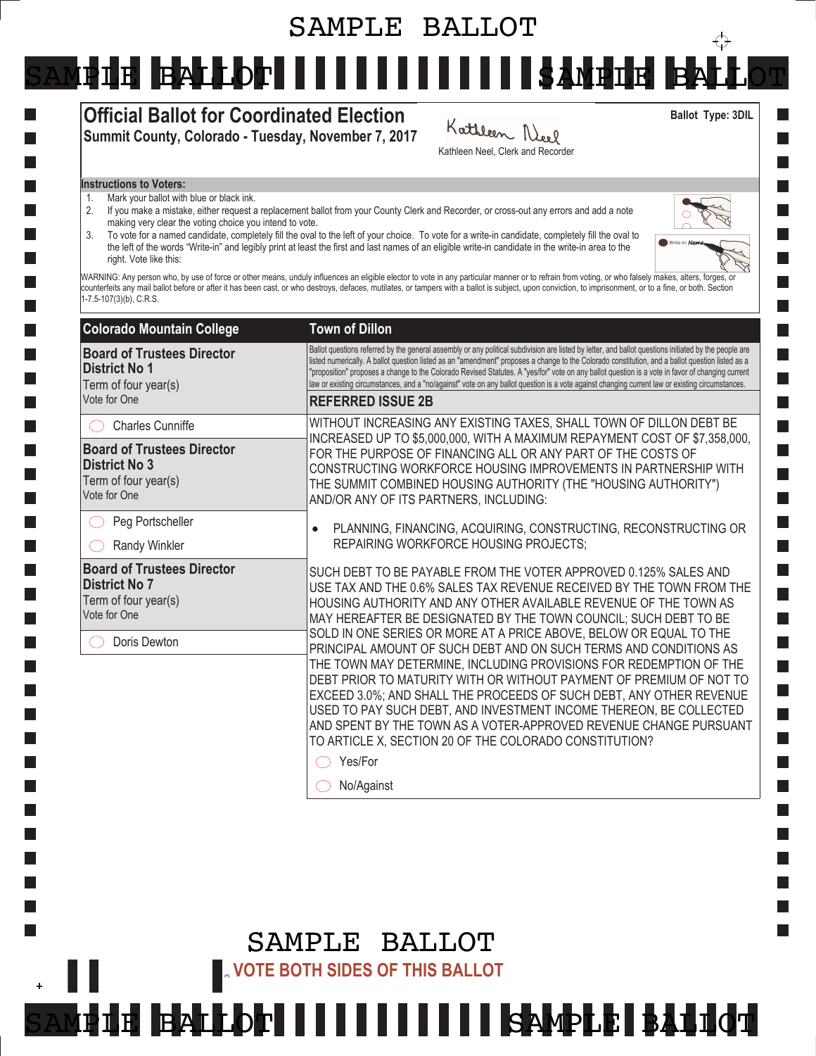SAMPLE BALLOT

# Official Ballot for Coordinated Election

**Summit County, Colorado - Tuesday, November 7, 2017**

Kathleen Neel, Clerk and Recorder

**Ballot Type: 3DIL**

**Instructions to Voters:**

1. Mark your ballot with blue or black ink.
2. If you make a mistake, either request a replacement ballot from your County Clerk and Recorder, or cross-out any errors and add a note making very clear the voting choice you intend to vote.
3. To vote for a named candidate, completely fill the oval to the left of your choice. To vote for a write-in candidate, completely fill the oval to the left of the words "Write-in" and legibly print at least the first and last names of an eligible write-in candidate in the write-in area to the right. Vote like this:

WARNING: Any person who, by use of force or other means, unduly influences an eligible elector to vote in any particular manner or to refrain from voting, or who falsely makes, alters, forges, or counterfeits any mail ballot before or after it has been cast, or who destroys, defaces, mutilates, or tampers with a ballot is subject, upon conviction, to imprisonment, or to a fine, or both. Section 1-7.5-107(3)(b), C.R.S.

## Colorado Mountain College

**Board of Trustees Director District No 1**
Term of four year(s)
Vote for One

- ◯ Charles Cunniffe

**Board of Trustees Director District No 3**
Term of four year(s)
Vote for One

- ◯ Peg Portscheller
- ◯ Randy Winkler

**Board of Trustees Director District No 7**
Term of four year(s)
Vote for One

- ◯ Doris Dewton

## Town of Dillon

Ballot questions referred by the general assembly or any political subdivision are listed by letter, and ballot questions initiated by the people are listed numerically. A ballot question listed as an "amendment" proposes a change to the Colorado constitution, and a ballot question listed as a "proposition" proposes a change to the Colorado Revised Statutes. A "yes/for" vote on any ballot question is a vote in favor of changing current law or existing circumstances, and a "no/against" vote on any ballot question is a vote against changing current law or existing circumstances.

**REFERRED ISSUE 2B**

WITHOUT INCREASING ANY EXISTING TAXES, SHALL TOWN OF DILLON DEBT BE INCREASED UP TO $5,000,000, WITH A MAXIMUM REPAYMENT COST OF $7,358,000, FOR THE PURPOSE OF FINANCING ALL OR ANY PART OF THE COSTS OF CONSTRUCTING WORKFORCE HOUSING IMPROVEMENTS IN PARTNERSHIP WITH THE SUMMIT COMBINED HOUSING AUTHORITY (THE "HOUSING AUTHORITY") AND/OR ANY OF ITS PARTNERS, INCLUDING:

- PLANNING, FINANCING, ACQUIRING, CONSTRUCTING, RECONSTRUCTING OR REPAIRING WORKFORCE HOUSING PROJECTS;

SUCH DEBT TO BE PAYABLE FROM THE VOTER APPROVED 0.125% SALES AND USE TAX AND THE 0.6% SALES TAX REVENUE RECEIVED BY THE TOWN FROM THE HOUSING AUTHORITY AND ANY OTHER AVAILABLE REVENUE OF THE TOWN AS MAY HEREAFTER BE DESIGNATED BY THE TOWN COUNCIL; SUCH DEBT TO BE SOLD IN ONE SERIES OR MORE AT A PRICE ABOVE, BELOW OR EQUAL TO THE PRINCIPAL AMOUNT OF SUCH DEBT AND ON SUCH TERMS AND CONDITIONS AS THE TOWN MAY DETERMINE, INCLUDING PROVISIONS FOR REDEMPTION OF THE DEBT PRIOR TO MATURITY WITH OR WITHOUT PAYMENT OF PREMIUM OF NOT TO EXCEED 3.0%; AND SHALL THE PROCEEDS OF SUCH DEBT, ANY OTHER REVENUE USED TO PAY SUCH DEBT, AND INVESTMENT INCOME THEREON, BE COLLECTED AND SPENT BY THE TOWN AS A VOTER-APPROVED REVENUE CHANGE PURSUANT TO ARTICLE X, SECTION 20 OF THE COLORADO CONSTITUTION?

- ◯ Yes/For
- ◯ No/Against

SAMPLE BALLOT

**VOTE BOTH SIDES OF THIS BALLOT**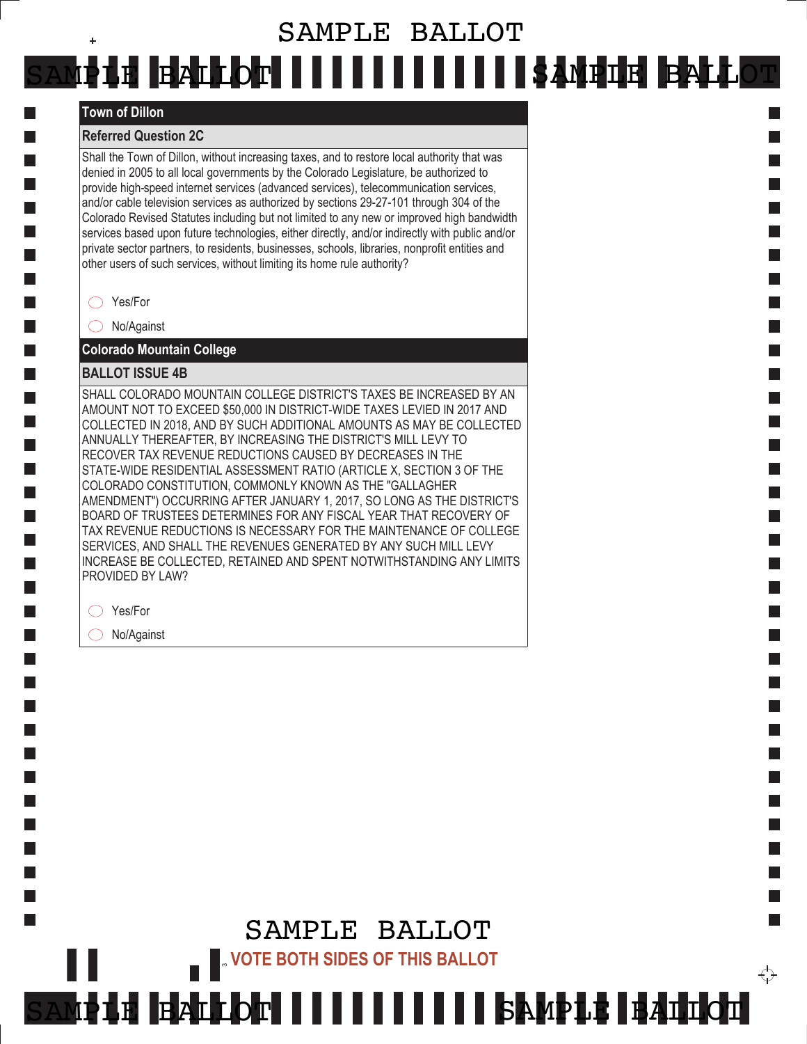SAMPLE BALLOT

## Town of Dillon

### Referred Question 2C

Shall the Town of Dillon, without increasing taxes, and to restore local authority that was denied in 2005 to all local governments by the Colorado Legislature, be authorized to provide high-speed internet services (advanced services), telecommunication services, and/or cable television services as authorized by sections 29-27-101 through 304 of the Colorado Revised Statutes including but not limited to any new or improved high bandwidth services based upon future technologies, either directly, and/or indirectly with public and/or private sector partners, to residents, businesses, schools, libraries, nonprofit entities and other users of such services, without limiting its home rule authority?

- ◯ Yes/For
- ◯ No/Against

## Colorado Mountain College

### BALLOT ISSUE 4B

SHALL COLORADO MOUNTAIN COLLEGE DISTRICT'S TAXES BE INCREASED BY AN AMOUNT NOT TO EXCEED $50,000 IN DISTRICT-WIDE TAXES LEVIED IN 2017 AND COLLECTED IN 2018, AND BY SUCH ADDITIONAL AMOUNTS AS MAY BE COLLECTED ANNUALLY THEREAFTER, BY INCREASING THE DISTRICT'S MILL LEVY TO RECOVER TAX REVENUE REDUCTIONS CAUSED BY DECREASES IN THE STATE-WIDE RESIDENTIAL ASSESSMENT RATIO (ARTICLE X, SECTION 3 OF THE COLORADO CONSTITUTION, COMMONLY KNOWN AS THE "GALLAGHER AMENDMENT") OCCURRING AFTER JANUARY 1, 2017, SO LONG AS THE DISTRICT'S BOARD OF TRUSTEES DETERMINES FOR ANY FISCAL YEAR THAT RECOVERY OF TAX REVENUE REDUCTIONS IS NECESSARY FOR THE MAINTENANCE OF COLLEGE SERVICES, AND SHALL THE REVENUES GENERATED BY ANY SUCH MILL LEVY INCREASE BE COLLECTED, RETAINED AND SPENT NOTWITHSTANDING ANY LIMITS PROVIDED BY LAW?

- ◯ Yes/For
- ◯ No/Against

SAMPLE BALLOT

**VOTE BOTH SIDES OF THIS BALLOT**